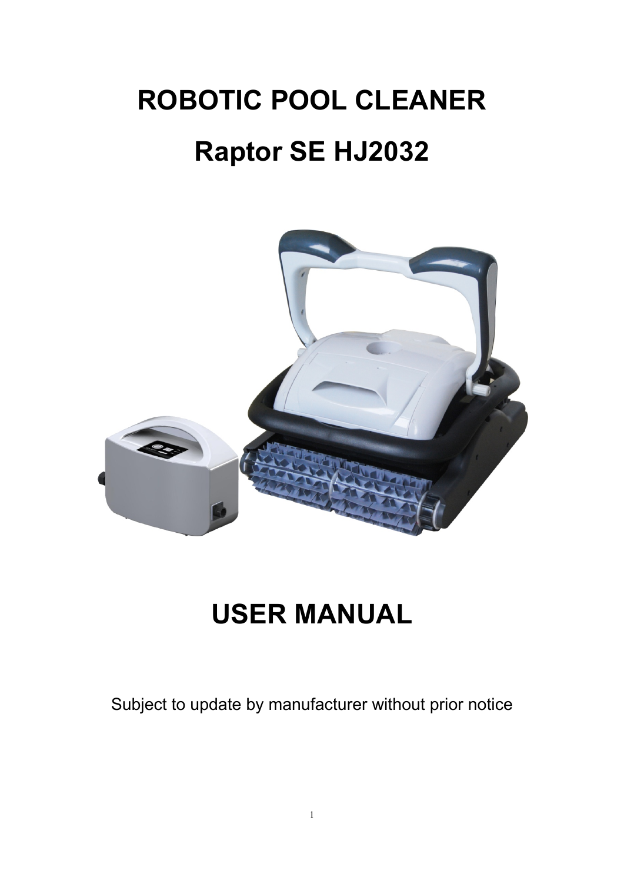# ROBOTIC POOL CLEANER

# Raptor SE HJ2032

# USER MANUAL

Subject to update by manufacturer without prior notice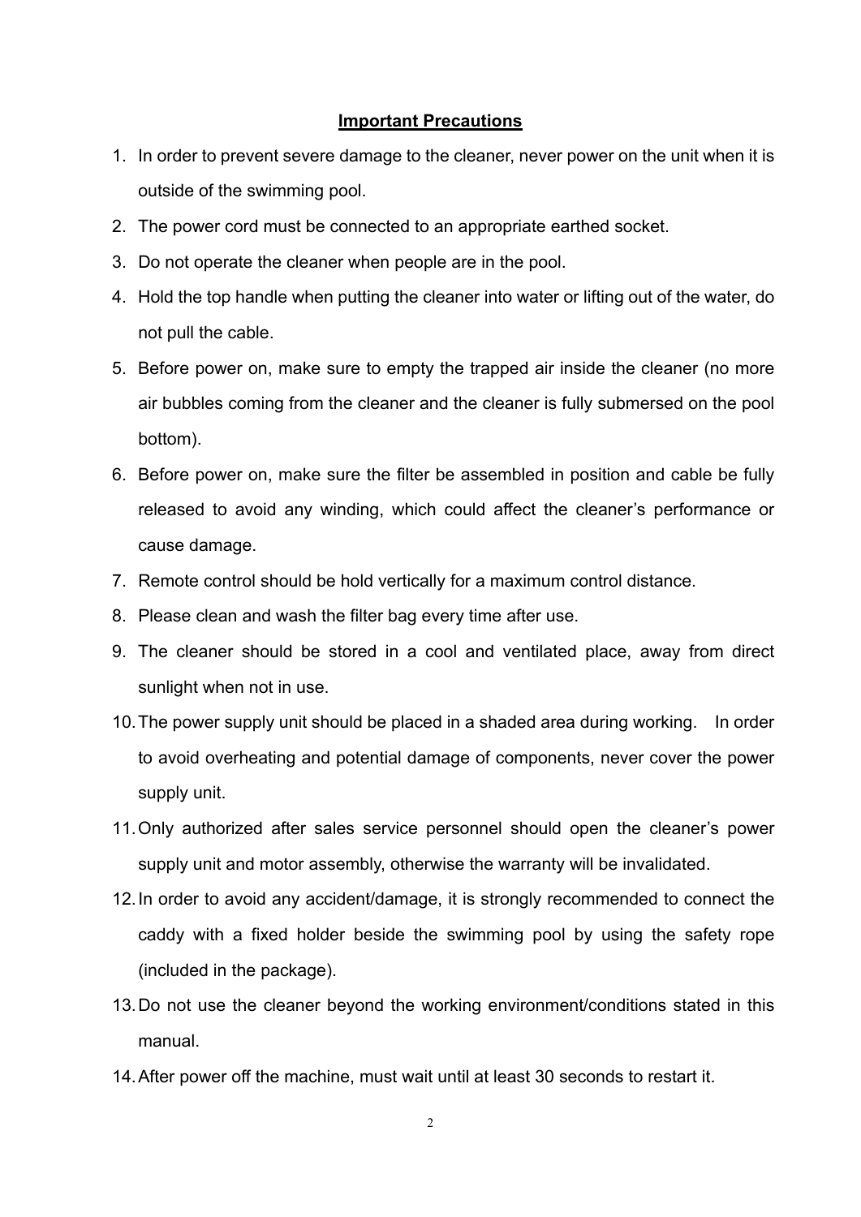## Important Precautions

1. In order to prevent severe damage to the cleaner, never power on the unit when it is outside of the swimming pool.
2. The power cord must be connected to an appropriate earthed socket.
3. Do not operate the cleaner when people are in the pool.
4. Hold the top handle when putting the cleaner into water or lifting out of the water, do not pull the cable.
5. Before power on, make sure to empty the trapped air inside the cleaner (no more air bubbles coming from the cleaner and the cleaner is fully submersed on the pool bottom).
6. Before power on, make sure the filter be assembled in position and cable be fully released to avoid any winding, which could affect the cleaner's performance or cause damage.
7. Remote control should be hold vertically for a maximum control distance.
8. Please clean and wash the filter bag every time after use.
9. The cleaner should be stored in a cool and ventilated place, away from direct sunlight when not in use.
10. The power supply unit should be placed in a shaded area during working. In order to avoid overheating and potential damage of components, never cover the power supply unit.
11. Only authorized after sales service personnel should open the cleaner's power supply unit and motor assembly, otherwise the warranty will be invalidated.
12. In order to avoid any accident/damage, it is strongly recommended to connect the caddy with a fixed holder beside the swimming pool by using the safety rope (included in the package).
13. Do not use the cleaner beyond the working environment/conditions stated in this manual.
14. After power off the machine, must wait until at least 30 seconds to restart it.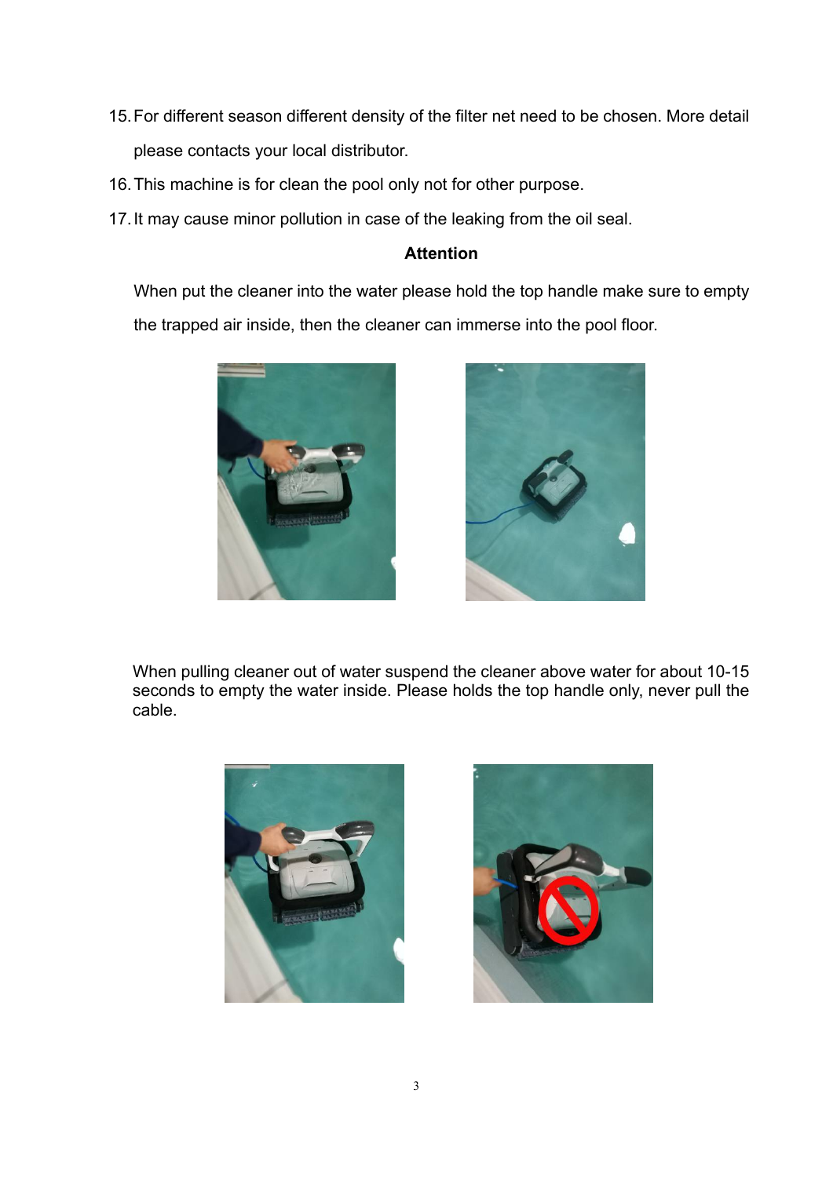15. For different season different density of the filter net need to be chosen. More detail please contacts your local distributor.
16. This machine is for clean the pool only not for other purpose.
17. It may cause minor pollution in case of the leaking from the oil seal.

**Attention**

When put the cleaner into the water please hold the top handle make sure to empty the trapped air inside, then the cleaner can immerse into the pool floor.

When pulling cleaner out of water suspend the cleaner above water for about 10-15 seconds to empty the water inside. Please holds the top handle only, never pull the cable.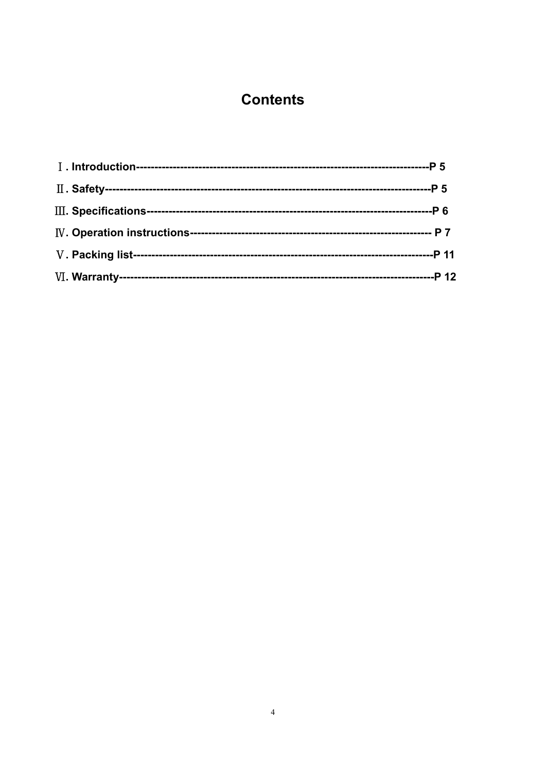# Contents

Ⅰ. Introduction------------------------------------------------------------------------------P 5

Ⅱ. Safety---------------------------------------------------------------------------------------P 5

Ⅲ. Specifications---------------------------------------------------------------------------P 6

Ⅳ. Operation instructions---------------------------------------------------------------- P 7

Ⅴ. Packing list-------------------------------------------------------------------------------P 11

Ⅵ. Warranty-----------------------------------------------------------------------------------P 12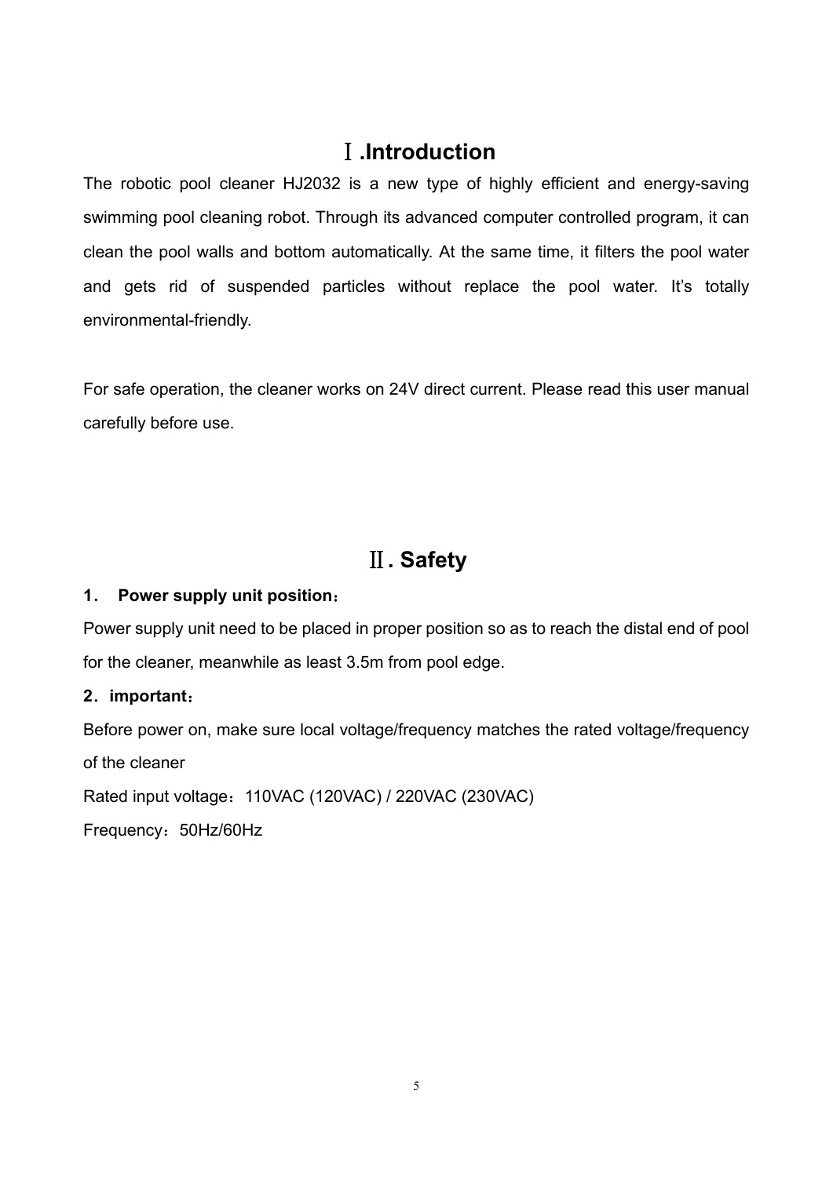# Ⅰ.Introduction

The robotic pool cleaner HJ2032 is a new type of highly efficient and energy-saving swimming pool cleaning robot. Through its advanced computer controlled program, it can clean the pool walls and bottom automatically. At the same time, it filters the pool water and gets rid of suspended particles without replace the pool water. It's totally environmental-friendly.

For safe operation, the cleaner works on 24V direct current. Please read this user manual carefully before use.

# Ⅱ. Safety

**1. Power supply unit position：**

Power supply unit need to be placed in proper position so as to reach the distal end of pool for the cleaner, meanwhile as least 3.5m from pool edge.

**2. important：**

Before power on, make sure local voltage/frequency matches the rated voltage/frequency of the cleaner

Rated input voltage：110VAC (120VAC) / 220VAC (230VAC)

Frequency：50Hz/60Hz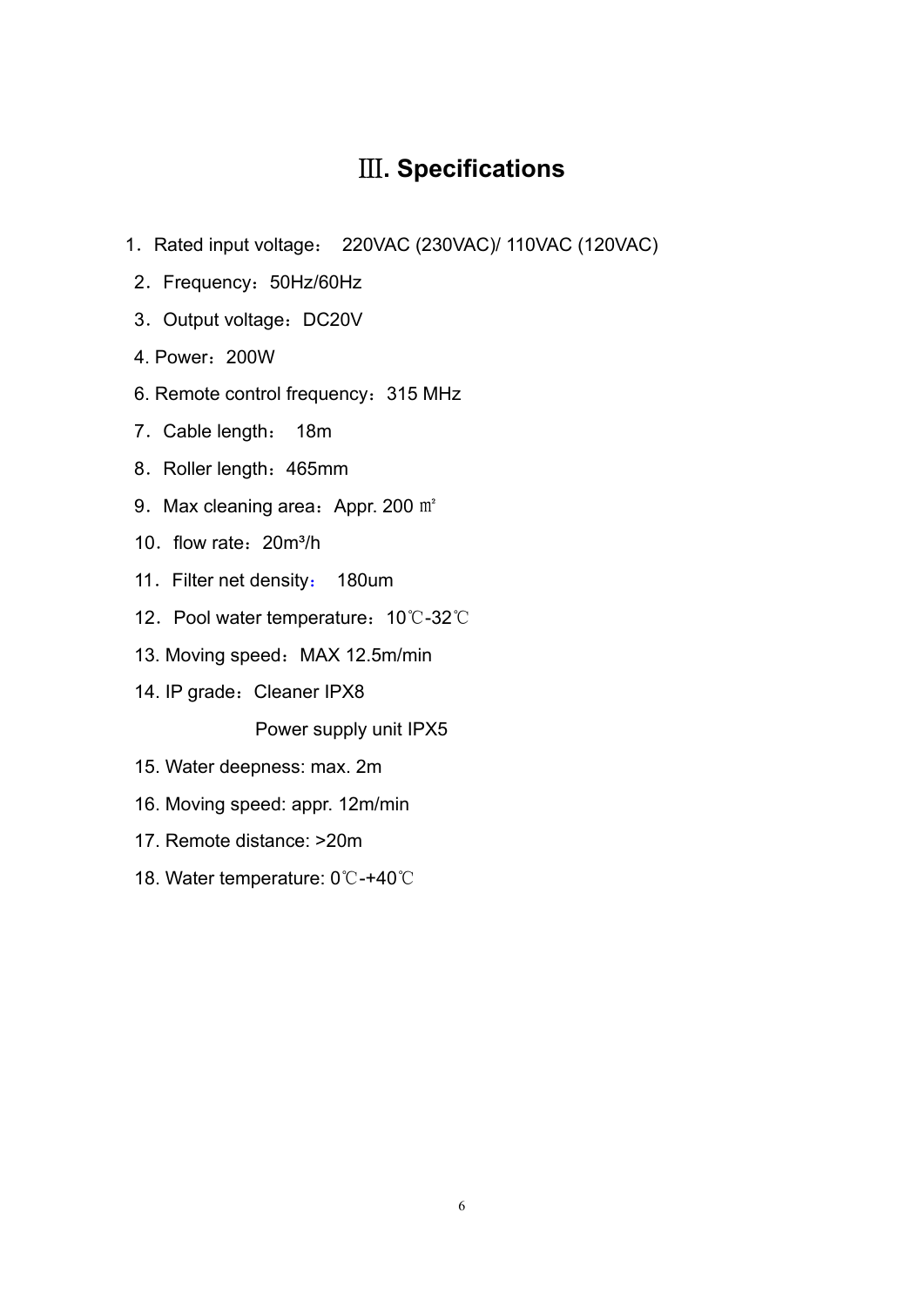# Ⅲ. Specifications

1．Rated input voltage： 220VAC (230VAC)/ 110VAC (120VAC)

2．Frequency：50Hz/60Hz

3．Output voltage：DC20V

4. Power：200W

6. Remote control frequency：315 MHz

7．Cable length： 18m

8．Roller length：465mm

9．Max cleaning area：Appr. 200 ㎡

10．flow rate：20m³/h

11．Filter net density： 180um

12．Pool water temperature：10℃-32℃

13. Moving speed：MAX 12.5m/min

14. IP grade：Cleaner IPX8

Power supply unit IPX5

15. Water deepness: max. 2m

16. Moving speed: appr. 12m/min

17. Remote distance: >20m

18. Water temperature: 0℃-+40℃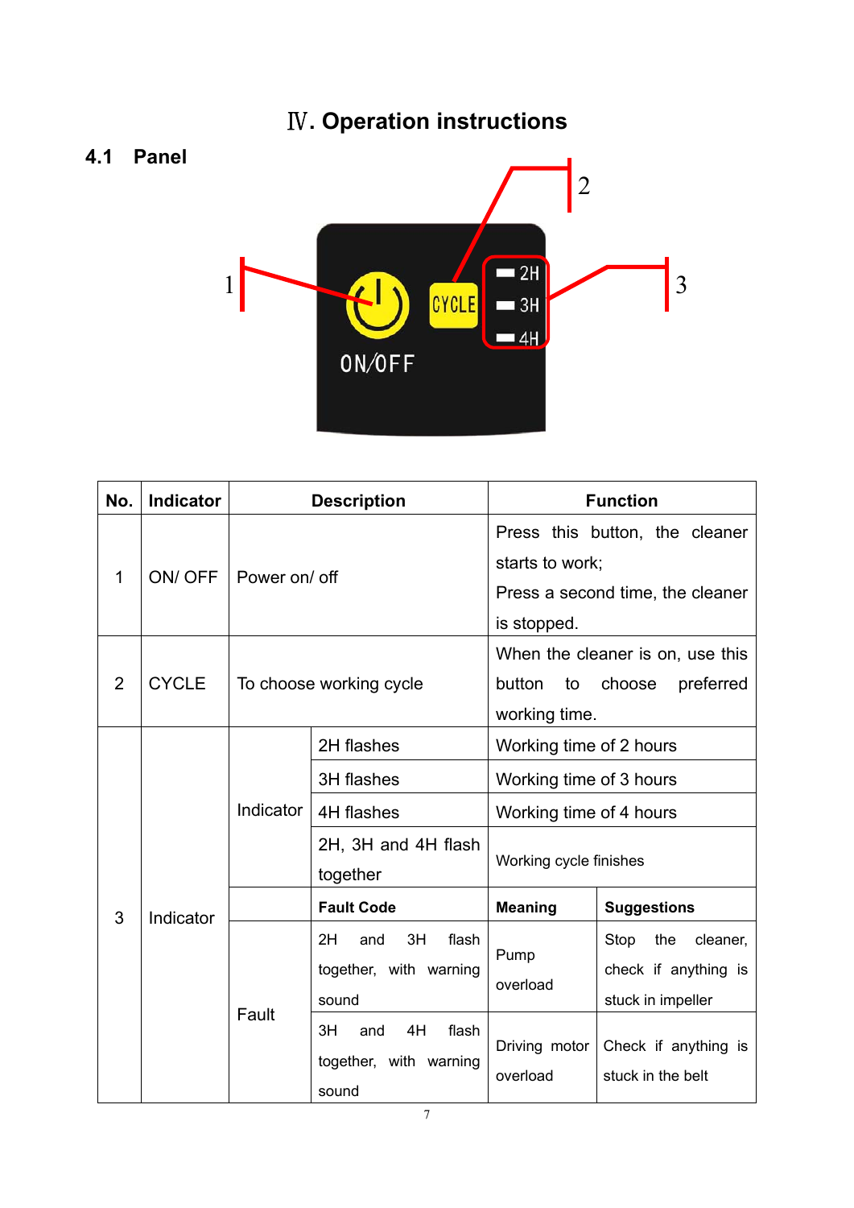# Ⅳ. Operation instructions

## 4.1 Panel

1 ON/OFF  2 CYCLE  3 2H 3H 4H

| No. | Indicator | Description | | Function | |
|---|---|---|---|---|---|
| 1 | ON/ OFF | Power on/ off | | Press this button, the cleaner starts to work; Press a second time, the cleaner is stopped. | |
| 2 | CYCLE | To choose working cycle | | When the cleaner is on, use this button to choose preferred working time. | |
| 3 | Indicator | Indicator | 2H flashes | Working time of 2 hours | |
| | | | 3H flashes | Working time of 3 hours | |
| | | | 4H flashes | Working time of 4 hours | |
| | | | 2H, 3H and 4H flash together | Working cycle finishes | |
| | | | **Fault Code** | **Meaning** | **Suggestions** |
| | | Fault | 2H and 3H flash together, with warning sound | Pump overload | Stop the cleaner, check if anything is stuck in impeller |
| | | | 3H and 4H flash together, with warning sound | Driving motor overload | Check if anything is stuck in the belt |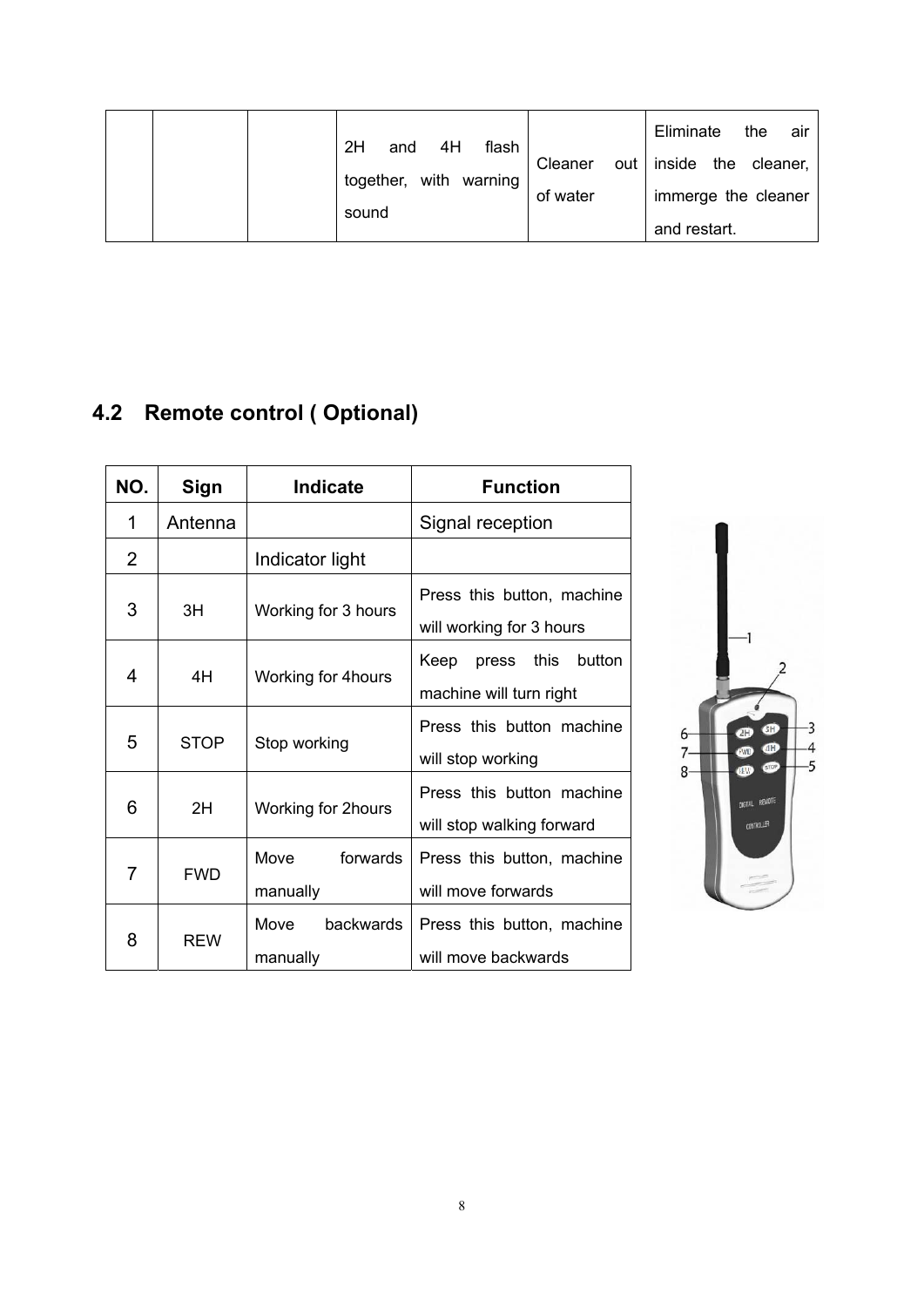|  |  |  | 2H and 4H flash together, with warning sound | Cleaner out of water | Eliminate the air inside the cleaner, immerge the cleaner and restart. |
|---|---|---|---|---|---|

## 4.2 Remote control ( Optional)

| NO. | Sign | Indicate | Function |
|---|---|---|---|
| 1 | Antenna |  | Signal reception |
| 2 |  | Indicator light |  |
| 3 | 3H | Working for 3 hours | Press this button, machine will working for 3 hours |
| 4 | 4H | Working for 4hours | Keep press this button machine will turn right |
| 5 | STOP | Stop working | Press this button machine will stop working |
| 6 | 2H | Working for 2hours | Press this button machine will stop walking forward |
| 7 | FWD | Move forwards manually | Press this button, machine will move forwards |
| 8 | REW | Move backwards manually | Press this button, machine will move backwards |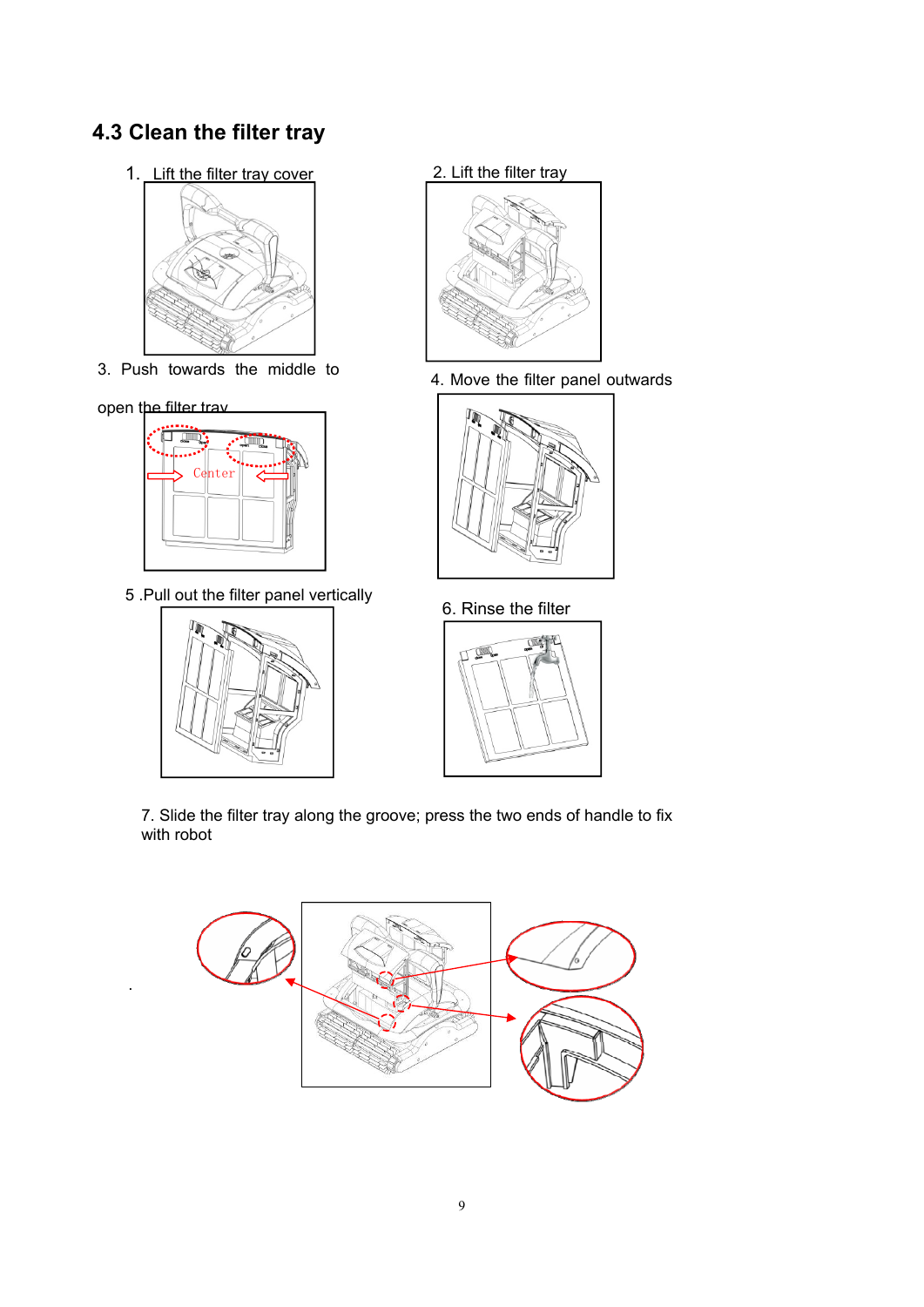## 4.3 Clean the filter tray

1. Lift the filter tray cover

2. Lift the filter tray

3. Push towards the middle to open the filter tray

Center

4. Move the filter panel outwards

5 .Pull out the filter panel vertically

6. Rinse the filter

7. Slide the filter tray along the groove; press the two ends of handle to fix with robot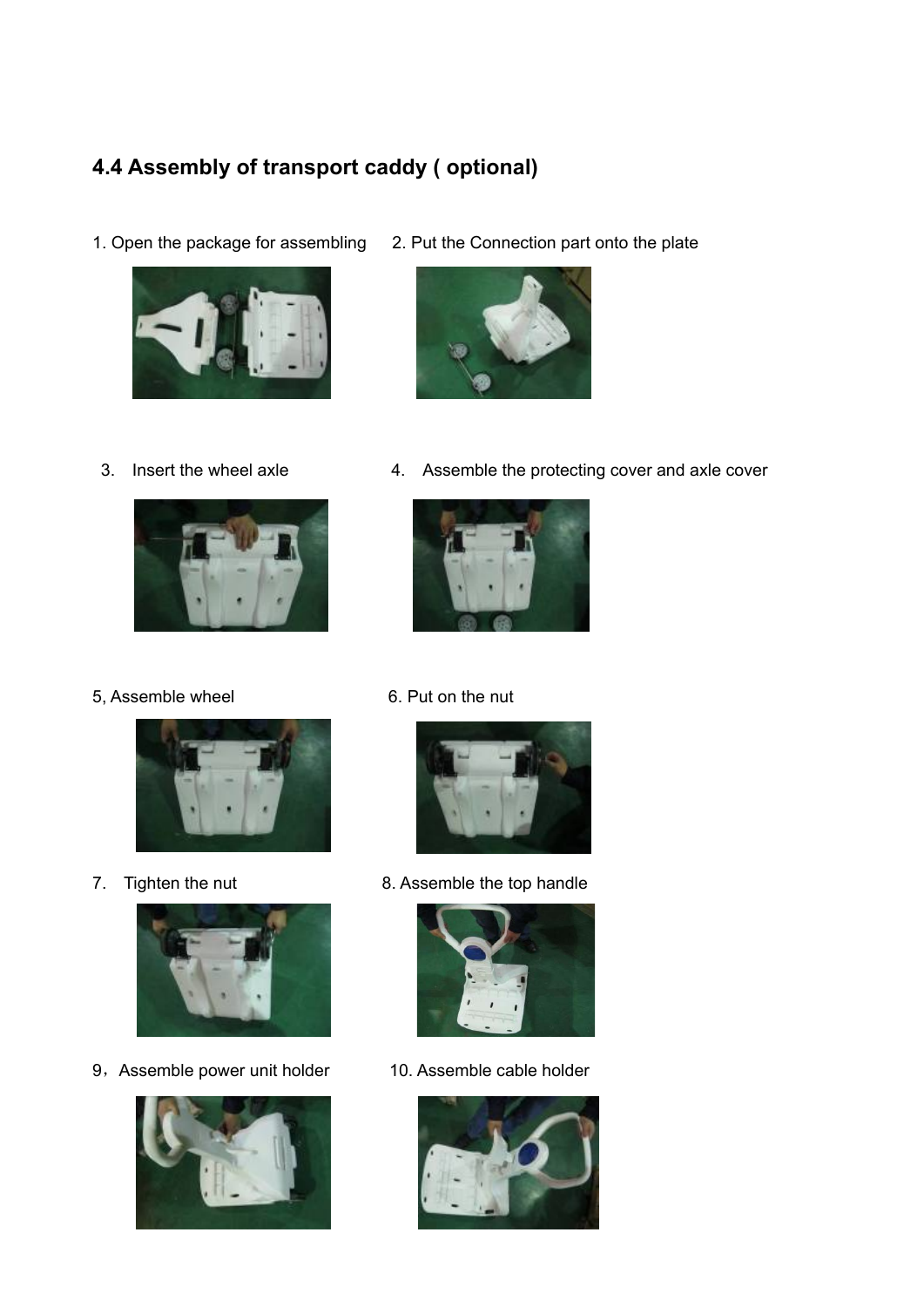## 4.4 Assembly of transport caddy ( optional)

1. Open the package for assembling
2. Put the Connection part onto the plate
3. Insert the wheel axle
4. Assemble the protecting cover and axle cover
5. Assemble wheel
6. Put on the nut
7. Tighten the nut
8. Assemble the top handle
9. Assemble power unit holder
10. Assemble cable holder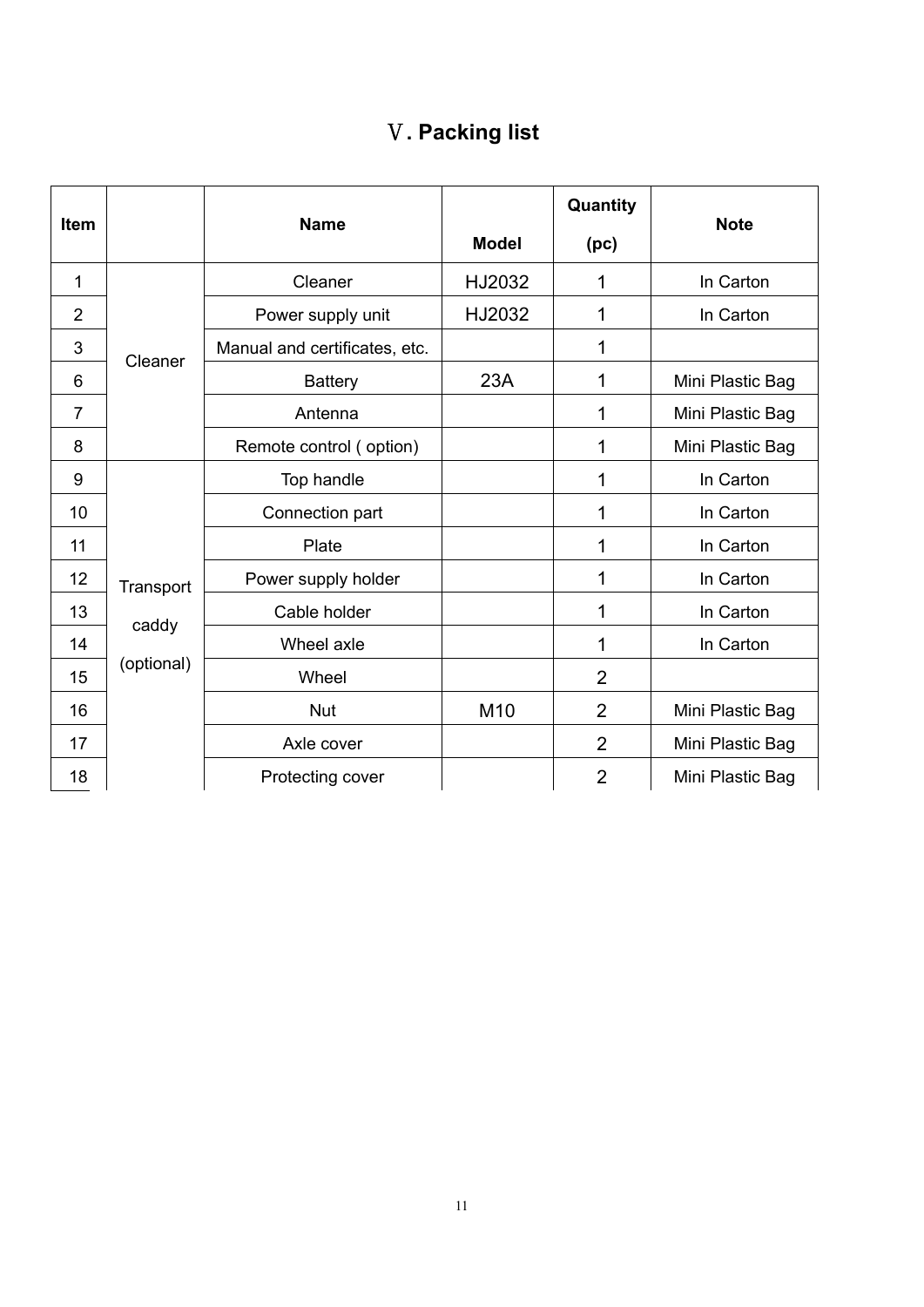# Ⅴ. Packing list

| Item | | Name | Model | Quantity (pc) | Note |
|---|---|---|---|---|---|
| 1 | Cleaner | Cleaner | HJ2032 | 1 | In Carton |
| 2 | | Power supply unit | HJ2032 | 1 | In Carton |
| 3 | | Manual and certificates, etc. | | 1 | |
| 6 | | Battery | 23A | 1 | Mini Plastic Bag |
| 7 | | Antenna | | 1 | Mini Plastic Bag |
| 8 | | Remote control ( option) | | 1 | Mini Plastic Bag |
| 9 | Transport caddy (optional) | Top handle | | 1 | In Carton |
| 10 | | Connection part | | 1 | In Carton |
| 11 | | Plate | | 1 | In Carton |
| 12 | | Power supply holder | | 1 | In Carton |
| 13 | | Cable holder | | 1 | In Carton |
| 14 | | Wheel axle | | 1 | In Carton |
| 15 | | Wheel | | 2 | |
| 16 | | Nut | M10 | 2 | Mini Plastic Bag |
| 17 | | Axle cover | | 2 | Mini Plastic Bag |
| 18 | | Protecting cover | | 2 | Mini Plastic Bag |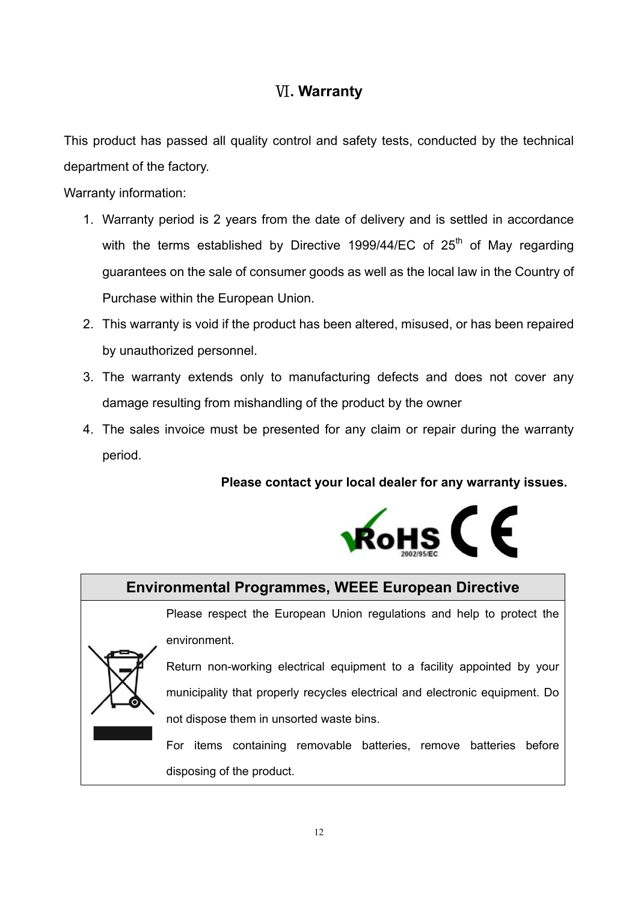## Ⅵ. Warranty

This product has passed all quality control and safety tests, conducted by the technical department of the factory.

Warranty information:

1. Warranty period is 2 years from the date of delivery and is settled in accordance with the terms established by Directive 1999/44/EC of 25th of May regarding guarantees on the sale of consumer goods as well as the local law in the Country of Purchase within the European Union.
2. This warranty is void if the product has been altered, misused, or has been repaired by unauthorized personnel.
3. The warranty extends only to manufacturing defects and does not cover any damage resulting from mishandling of the product by the owner
4. The sales invoice must be presented for any claim or repair during the warranty period.

**Please contact your local dealer for any warranty issues.**

RoHS 2002/95/EC CE

| Environmental Programmes, WEEE European Directive |
|---|
| Please respect the European Union regulations and help to protect the environment.<br>Return non-working electrical equipment to a facility appointed by your municipality that properly recycles electrical and electronic equipment. Do not dispose them in unsorted waste bins.<br>For items containing removable batteries, remove batteries before disposing of the product. |